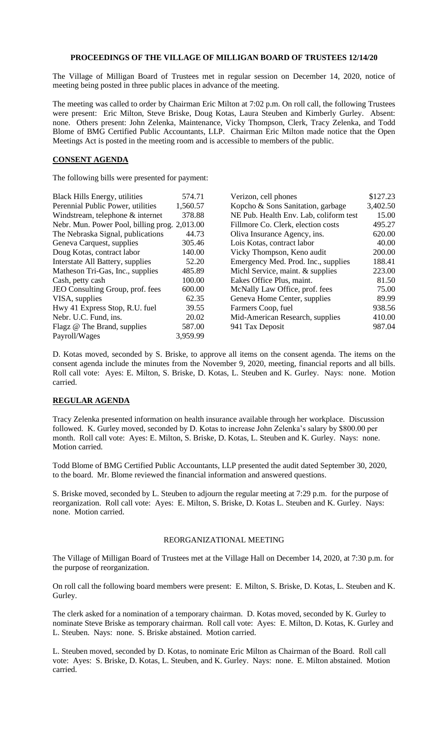**PROCEEDINGS OF THE VILLAGE OF MILLIGAN BOARD OF TRUSTEES 12/14/20**

The Village of Milligan Board of Trustees met in regular session on December 14, 2020, notice of meeting being posted in three public places in advance of the meeting.

The meeting was called to order by Chairman Eric Milton at 7:02 p.m. On roll call, the following Trustees were present: Eric Milton, Steve Briske, Doug Kotas, Laura Steuben and Kimberly Gurley. Absent: none. Others present: John Zelenka, Maintenance, Vicky Thompson, Clerk, Tracy Zelenka, and Todd Blome of BMG Certified Public Accountants, LLP. Chairman Eric Milton made notice that the Open Meetings Act is posted in the meeting room and is accessible to members of the public.

## **CONSENT AGENDA**

The following bills were presented for payment:

| | | | |
|---|---|---|---|
| Black Hills Energy, utilities | 574.71 | Verizon, cell phones | \$127.23 |
| Perennial Public Power, utilities | 1,560.57 | Kopcho & Sons Sanitation, garbage | 3,402.50 |
| Windstream, telephone & internet | 378.88 | NE Pub. Health Env. Lab, coliform test | 15.00 |
| Nebr. Mun. Power Pool, billing prog. | 2,013.00 | Fillmore Co. Clerk, election costs | 495.27 |
| The Nebraska Signal, publications | 44.73 | Oliva Insurance Agency, ins. | 620.00 |
| Geneva Carquest, supplies | 305.46 | Lois Kotas, contract labor | 40.00 |
| Doug Kotas, contract labor | 140.00 | Vicky Thompson, Keno audit | 200.00 |
| Interstate All Battery, supplies | 52.20 | Emergency Med. Prod. Inc., supplies | 188.41 |
| Matheson Tri-Gas, Inc., supplies | 485.89 | Michl Service, maint. & supplies | 223.00 |
| Cash, petty cash | 100.00 | Eakes Office Plus, maint. | 81.50 |
| JEO Consulting Group, prof. fees | 600.00 | McNally Law Office, prof. fees | 75.00 |
| VISA, supplies | 62.35 | Geneva Home Center, supplies | 89.99 |
| Hwy 41 Express Stop, R.U. fuel | 39.55 | Farmers Coop, fuel | 938.56 |
| Nebr. U.C. Fund, ins. | 20.02 | Mid-American Research, supplies | 410.00 |
| Flagz @ The Brand, supplies | 587.00 | 941 Tax Deposit | 987.04 |
| Payroll/Wages | 3,959.99 | | |

D. Kotas moved, seconded by S. Briske, to approve all items on the consent agenda. The items on the consent agenda include the minutes from the November 9, 2020, meeting, financial reports and all bills. Roll call vote: Ayes: E. Milton, S. Briske, D. Kotas, L. Steuben and K. Gurley. Nays: none. Motion carried.

## **REGULAR AGENDA**

Tracy Zelenka presented information on health insurance available through her workplace. Discussion followed. K. Gurley moved, seconded by D. Kotas to increase John Zelenka's salary by \$800.00 per month. Roll call vote: Ayes: E. Milton, S. Briske, D. Kotas, L. Steuben and K. Gurley. Nays: none. Motion carried.

Todd Blome of BMG Certified Public Accountants, LLP presented the audit dated September 30, 2020, to the board. Mr. Blome reviewed the financial information and answered questions.

S. Briske moved, seconded by L. Steuben to adjourn the regular meeting at 7:29 p.m. for the purpose of reorganization. Roll call vote: Ayes: E. Milton, S. Briske, D. Kotas L. Steuben and K. Gurley. Nays: none. Motion carried.

REORGANIZATIONAL MEETING

The Village of Milligan Board of Trustees met at the Village Hall on December 14, 2020, at 7:30 p.m. for the purpose of reorganization.

On roll call the following board members were present: E. Milton, S. Briske, D. Kotas, L. Steuben and K. Gurley.

The clerk asked for a nomination of a temporary chairman. D. Kotas moved, seconded by K. Gurley to nominate Steve Briske as temporary chairman. Roll call vote: Ayes: E. Milton, D. Kotas, K. Gurley and L. Steuben. Nays: none. S. Briske abstained. Motion carried.

L. Steuben moved, seconded by D. Kotas, to nominate Eric Milton as Chairman of the Board. Roll call vote: Ayes: S. Briske, D. Kotas, L. Steuben, and K. Gurley. Nays: none. E. Milton abstained. Motion carried.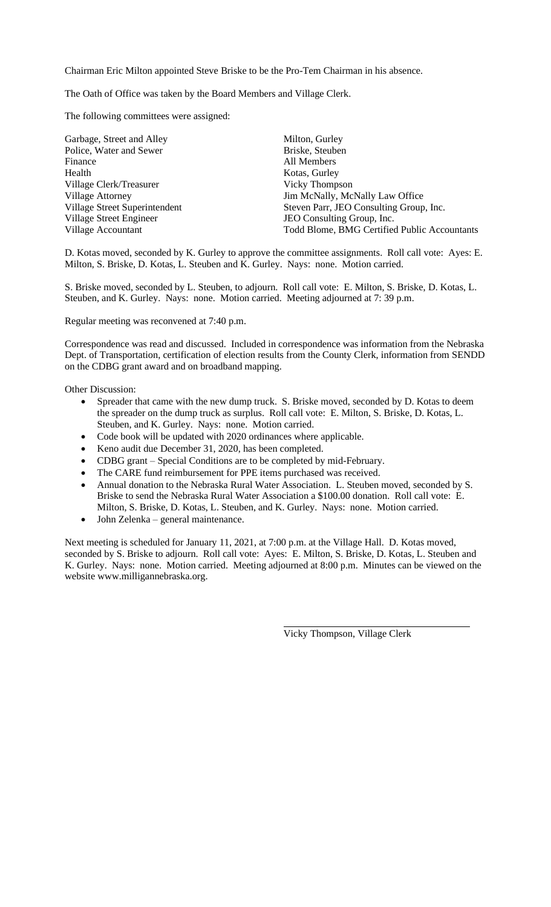Chairman Eric Milton appointed Steve Briske to be the Pro-Tem Chairman in his absence.

The Oath of Office was taken by the Board Members and Village Clerk.

The following committees were assigned:

| | |
|---|---|
| Garbage, Street and Alley | Milton, Gurley |
| Police, Water and Sewer | Briske, Steuben |
| Finance | All Members |
| Health | Kotas, Gurley |
| Village Clerk/Treasurer | Vicky Thompson |
| Village Attorney | Jim McNally, McNally Law Office |
| Village Street Superintendent | Steven Parr, JEO Consulting Group, Inc. |
| Village Street Engineer | JEO Consulting Group, Inc. |
| Village Accountant | Todd Blome, BMG Certified Public Accountants |

D. Kotas moved, seconded by K. Gurley to approve the committee assignments. Roll call vote: Ayes: E. Milton, S. Briske, D. Kotas, L. Steuben and K. Gurley. Nays: none. Motion carried.

S. Briske moved, seconded by L. Steuben, to adjourn. Roll call vote: E. Milton, S. Briske, D. Kotas, L. Steuben, and K. Gurley. Nays: none. Motion carried. Meeting adjourned at 7: 39 p.m.

Regular meeting was reconvened at 7:40 p.m.

Correspondence was read and discussed. Included in correspondence was information from the Nebraska Dept. of Transportation, certification of election results from the County Clerk, information from SENDD on the CDBG grant award and on broadband mapping.

Other Discussion:

- Spreader that came with the new dump truck. S. Briske moved, seconded by D. Kotas to deem the spreader on the dump truck as surplus. Roll call vote: E. Milton, S. Briske, D. Kotas, L. Steuben, and K. Gurley. Nays: none. Motion carried.
- Code book will be updated with 2020 ordinances where applicable.
- Keno audit due December 31, 2020, has been completed.
- CDBG grant – Special Conditions are to be completed by mid-February.
- The CARE fund reimbursement for PPE items purchased was received.
- Annual donation to the Nebraska Rural Water Association. L. Steuben moved, seconded by S. Briske to send the Nebraska Rural Water Association a $100.00 donation. Roll call vote: E. Milton, S. Briske, D. Kotas, L. Steuben, and K. Gurley. Nays: none. Motion carried.
- John Zelenka – general maintenance.

Next meeting is scheduled for January 11, 2021, at 7:00 p.m. at the Village Hall. D. Kotas moved, seconded by S. Briske to adjourn. Roll call vote: Ayes: E. Milton, S. Briske, D. Kotas, L. Steuben and K. Gurley. Nays: none. Motion carried. Meeting adjourned at 8:00 p.m. Minutes can be viewed on the website www.milligannebraska.org.

Vicky Thompson, Village Clerk